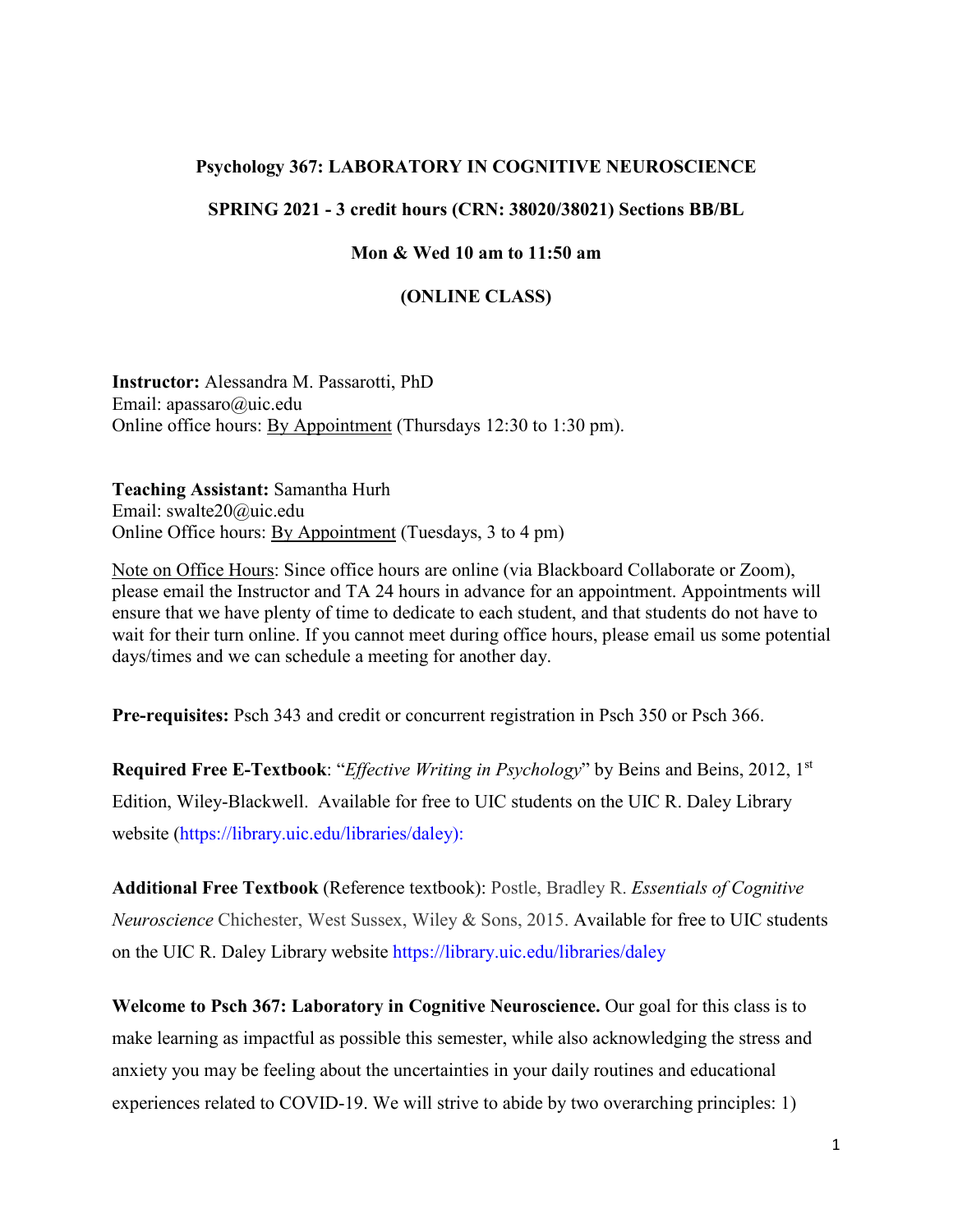**Psychology 367: LABORATORY IN COGNITIVE NEUROSCIENCE**

**SPRING 2021 - 3 credit hours (CRN: 38020/38021) Sections BB/BL**

**Mon & Wed 10 am to 11:50 am**

**(ONLINE CLASS)**

**Instructor:** Alessandra M. Passarotti, PhD
Email: apassaro@uic.edu
Online office hours: By Appointment (Thursdays 12:30 to 1:30 pm).

**Teaching Assistant:** Samantha Hurh
Email: swalte20@uic.edu
Online Office hours: By Appointment (Tuesdays, 3 to 4 pm)

Note on Office Hours: Since office hours are online (via Blackboard Collaborate or Zoom), please email the Instructor and TA 24 hours in advance for an appointment. Appointments will ensure that we have plenty of time to dedicate to each student, and that students do not have to wait for their turn online. If you cannot meet during office hours, please email us some potential days/times and we can schedule a meeting for another day.

**Pre-requisites:** Psch 343 and credit or concurrent registration in Psch 350 or Psch 366.

**Required Free E-Textbook**: "*Effective Writing in Psychology*" by Beins and Beins, 2012, 1st Edition, Wiley-Blackwell. Available for free to UIC students on the UIC R. Daley Library website (https://library.uic.edu/libraries/daley):

**Additional Free Textbook** (Reference textbook): Postle, Bradley R. *Essentials of Cognitive Neuroscience* Chichester, West Sussex, Wiley & Sons, 2015. Available for free to UIC students on the UIC R. Daley Library website https://library.uic.edu/libraries/daley

**Welcome to Psch 367: Laboratory in Cognitive Neuroscience.** Our goal for this class is to make learning as impactful as possible this semester, while also acknowledging the stress and anxiety you may be feeling about the uncertainties in your daily routines and educational experiences related to COVID-19. We will strive to abide by two overarching principles: 1)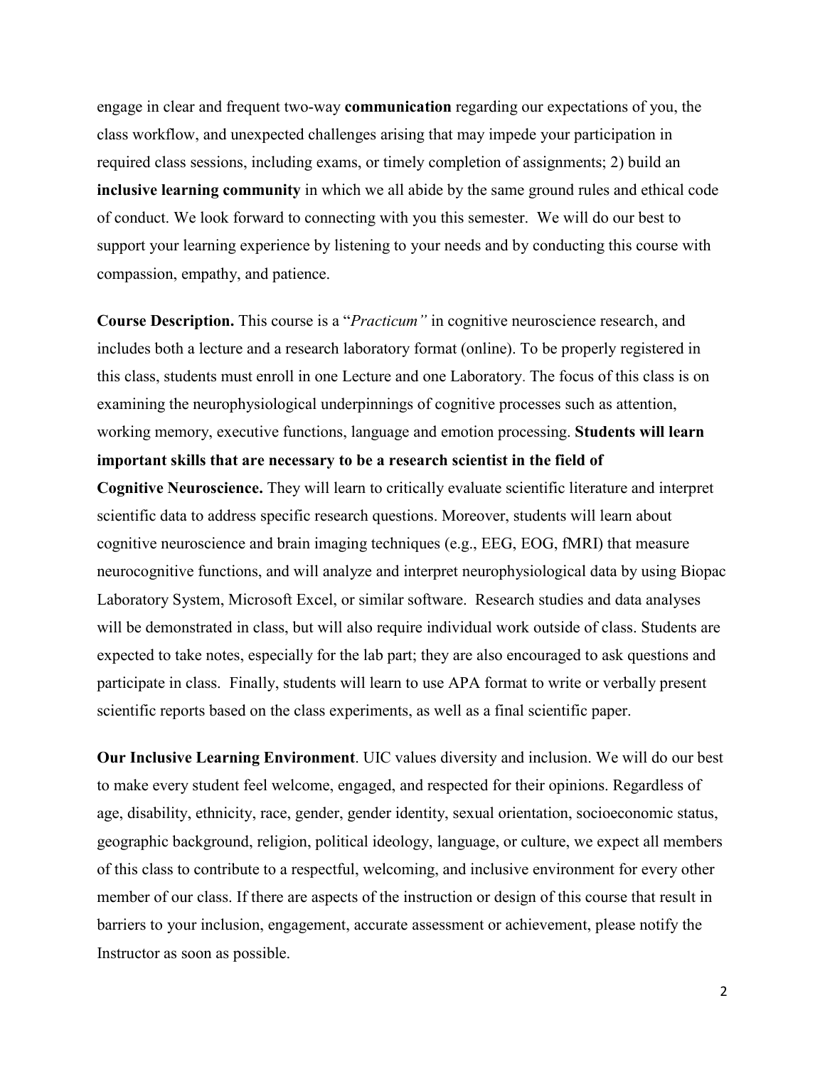engage in clear and frequent two-way **communication** regarding our expectations of you, the class workflow, and unexpected challenges arising that may impede your participation in required class sessions, including exams, or timely completion of assignments; 2) build an **inclusive learning community** in which we all abide by the same ground rules and ethical code of conduct. We look forward to connecting with you this semester. We will do our best to support your learning experience by listening to your needs and by conducting this course with compassion, empathy, and patience.

**Course Description.** This course is a "*Practicum"* in cognitive neuroscience research, and includes both a lecture and a research laboratory format (online). To be properly registered in this class, students must enroll in one Lecture and one Laboratory. The focus of this class is on examining the neurophysiological underpinnings of cognitive processes such as attention, working memory, executive functions, language and emotion processing. **Students will learn important skills that are necessary to be a research scientist in the field of Cognitive Neuroscience.** They will learn to critically evaluate scientific literature and interpret scientific data to address specific research questions. Moreover, students will learn about cognitive neuroscience and brain imaging techniques (e.g., EEG, EOG, fMRI) that measure neurocognitive functions, and will analyze and interpret neurophysiological data by using Biopac Laboratory System, Microsoft Excel, or similar software. Research studies and data analyses will be demonstrated in class, but will also require individual work outside of class. Students are expected to take notes, especially for the lab part; they are also encouraged to ask questions and participate in class. Finally, students will learn to use APA format to write or verbally present scientific reports based on the class experiments, as well as a final scientific paper.

**Our Inclusive Learning Environment**. UIC values diversity and inclusion. We will do our best to make every student feel welcome, engaged, and respected for their opinions. Regardless of age, disability, ethnicity, race, gender, gender identity, sexual orientation, socioeconomic status, geographic background, religion, political ideology, language, or culture, we expect all members of this class to contribute to a respectful, welcoming, and inclusive environment for every other member of our class. If there are aspects of the instruction or design of this course that result in barriers to your inclusion, engagement, accurate assessment or achievement, please notify the Instructor as soon as possible.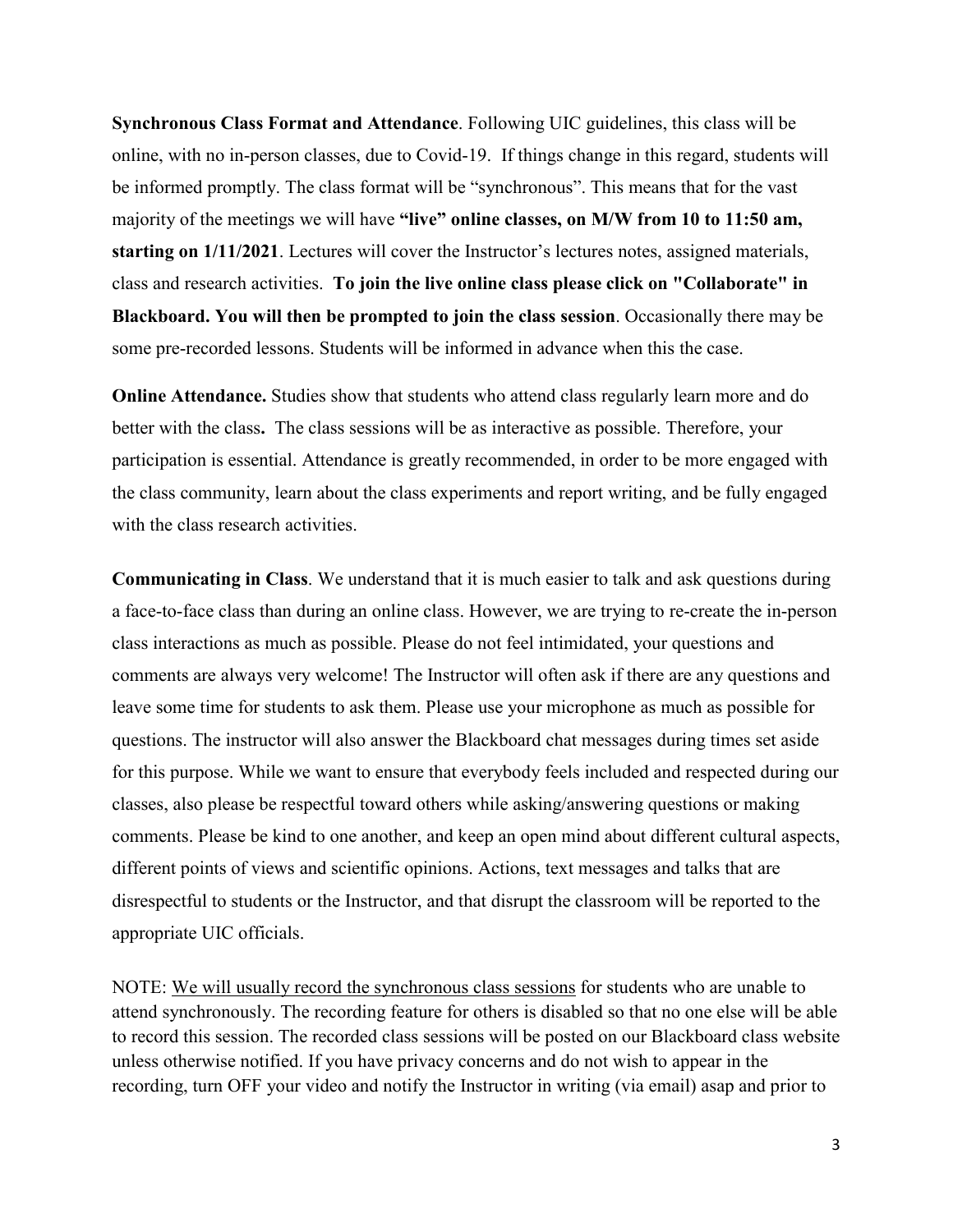**Synchronous Class Format and Attendance**. Following UIC guidelines, this class will be online, with no in-person classes, due to Covid-19. If things change in this regard, students will be informed promptly. The class format will be "synchronous". This means that for the vast majority of the meetings we will have **"live" online classes, on M/W from 10 to 11:50 am, starting on 1/11/2021**. Lectures will cover the Instructor's lectures notes, assigned materials, class and research activities. **To join the live online class please click on "Collaborate" in Blackboard. You will then be prompted to join the class session**. Occasionally there may be some pre-recorded lessons. Students will be informed in advance when this the case.

**Online Attendance.** Studies show that students who attend class regularly learn more and do better with the class**.** The class sessions will be as interactive as possible. Therefore, your participation is essential. Attendance is greatly recommended, in order to be more engaged with the class community, learn about the class experiments and report writing, and be fully engaged with the class research activities.

**Communicating in Class**. We understand that it is much easier to talk and ask questions during a face-to-face class than during an online class. However, we are trying to re-create the in-person class interactions as much as possible. Please do not feel intimidated, your questions and comments are always very welcome! The Instructor will often ask if there are any questions and leave some time for students to ask them. Please use your microphone as much as possible for questions. The instructor will also answer the Blackboard chat messages during times set aside for this purpose. While we want to ensure that everybody feels included and respected during our classes, also please be respectful toward others while asking/answering questions or making comments. Please be kind to one another, and keep an open mind about different cultural aspects, different points of views and scientific opinions. Actions, text messages and talks that are disrespectful to students or the Instructor, and that disrupt the classroom will be reported to the appropriate UIC officials.

NOTE: <u>We will usually record the synchronous class sessions</u> for students who are unable to attend synchronously. The recording feature for others is disabled so that no one else will be able to record this session. The recorded class sessions will be posted on our Blackboard class website unless otherwise notified. If you have privacy concerns and do not wish to appear in the recording, turn OFF your video and notify the Instructor in writing (via email) asap and prior to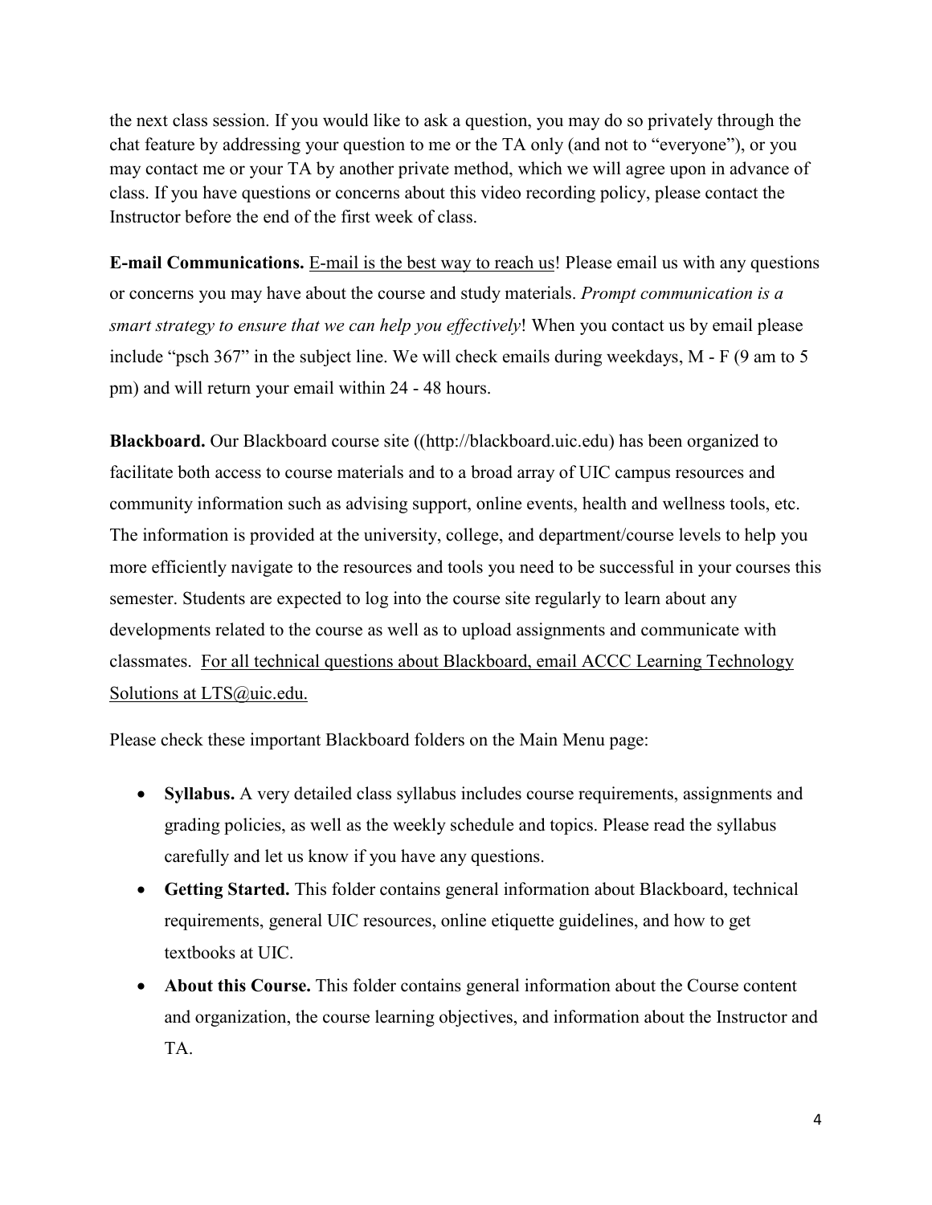the next class session. If you would like to ask a question, you may do so privately through the chat feature by addressing your question to me or the TA only (and not to "everyone"), or you may contact me or your TA by another private method, which we will agree upon in advance of class. If you have questions or concerns about this video recording policy, please contact the Instructor before the end of the first week of class.

**E-mail Communications.** E-mail is the best way to reach us! Please email us with any questions or concerns you may have about the course and study materials. *Prompt communication is a smart strategy to ensure that we can help you effectively*! When you contact us by email please include "psch 367" in the subject line. We will check emails during weekdays, M - F (9 am to 5 pm) and will return your email within 24 - 48 hours.

**Blackboard.** Our Blackboard course site ((http://blackboard.uic.edu) has been organized to facilitate both access to course materials and to a broad array of UIC campus resources and community information such as advising support, online events, health and wellness tools, etc. The information is provided at the university, college, and department/course levels to help you more efficiently navigate to the resources and tools you need to be successful in your courses this semester. Students are expected to log into the course site regularly to learn about any developments related to the course as well as to upload assignments and communicate with classmates. For all technical questions about Blackboard, email ACCC Learning Technology Solutions at LTS@uic.edu.

Please check these important Blackboard folders on the Main Menu page:

- **Syllabus.** A very detailed class syllabus includes course requirements, assignments and grading policies, as well as the weekly schedule and topics. Please read the syllabus carefully and let us know if you have any questions.
- **Getting Started.** This folder contains general information about Blackboard, technical requirements, general UIC resources, online etiquette guidelines, and how to get textbooks at UIC.
- **About this Course.** This folder contains general information about the Course content and organization, the course learning objectives, and information about the Instructor and TA.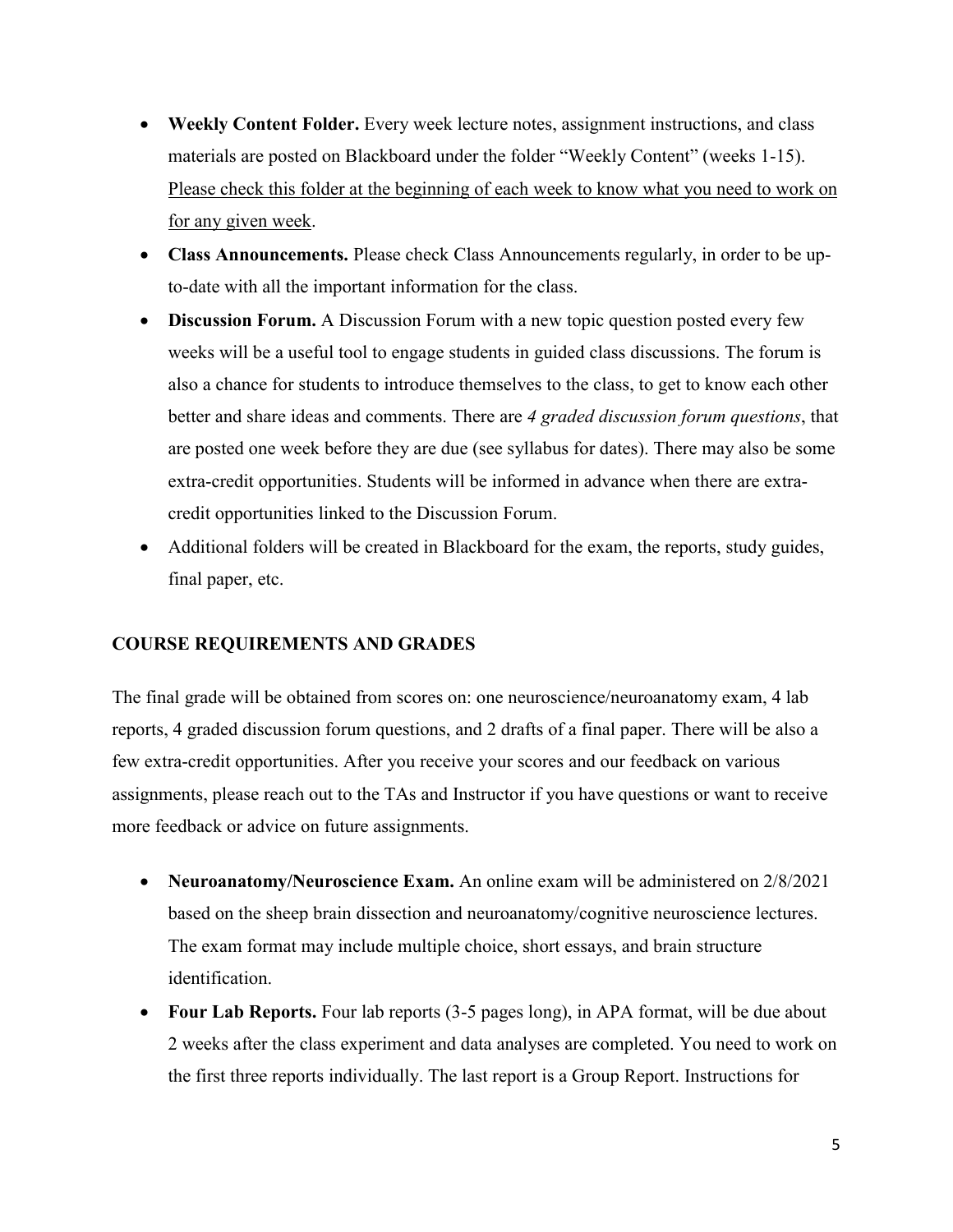- **Weekly Content Folder.** Every week lecture notes, assignment instructions, and class materials are posted on Blackboard under the folder "Weekly Content" (weeks 1-15). <u>Please check this folder at the beginning of each week to know what you need to work on for any given week</u>.
- **Class Announcements.** Please check Class Announcements regularly, in order to be up-to-date with all the important information for the class.
- **Discussion Forum.** A Discussion Forum with a new topic question posted every few weeks will be a useful tool to engage students in guided class discussions. The forum is also a chance for students to introduce themselves to the class, to get to know each other better and share ideas and comments. There are *4 graded discussion forum questions*, that are posted one week before they are due (see syllabus for dates). There may also be some extra-credit opportunities. Students will be informed in advance when there are extra-credit opportunities linked to the Discussion Forum.
- Additional folders will be created in Blackboard for the exam, the reports, study guides, final paper, etc.

## COURSE REQUIREMENTS AND GRADES

The final grade will be obtained from scores on: one neuroscience/neuroanatomy exam, 4 lab reports, 4 graded discussion forum questions, and 2 drafts of a final paper. There will be also a few extra-credit opportunities. After you receive your scores and our feedback on various assignments, please reach out to the TAs and Instructor if you have questions or want to receive more feedback or advice on future assignments.

- **Neuroanatomy/Neuroscience Exam.** An online exam will be administered on 2/8/2021 based on the sheep brain dissection and neuroanatomy/cognitive neuroscience lectures. The exam format may include multiple choice, short essays, and brain structure identification.
- **Four Lab Reports.** Four lab reports (3-5 pages long), in APA format, will be due about 2 weeks after the class experiment and data analyses are completed. You need to work on the first three reports individually. The last report is a Group Report. Instructions for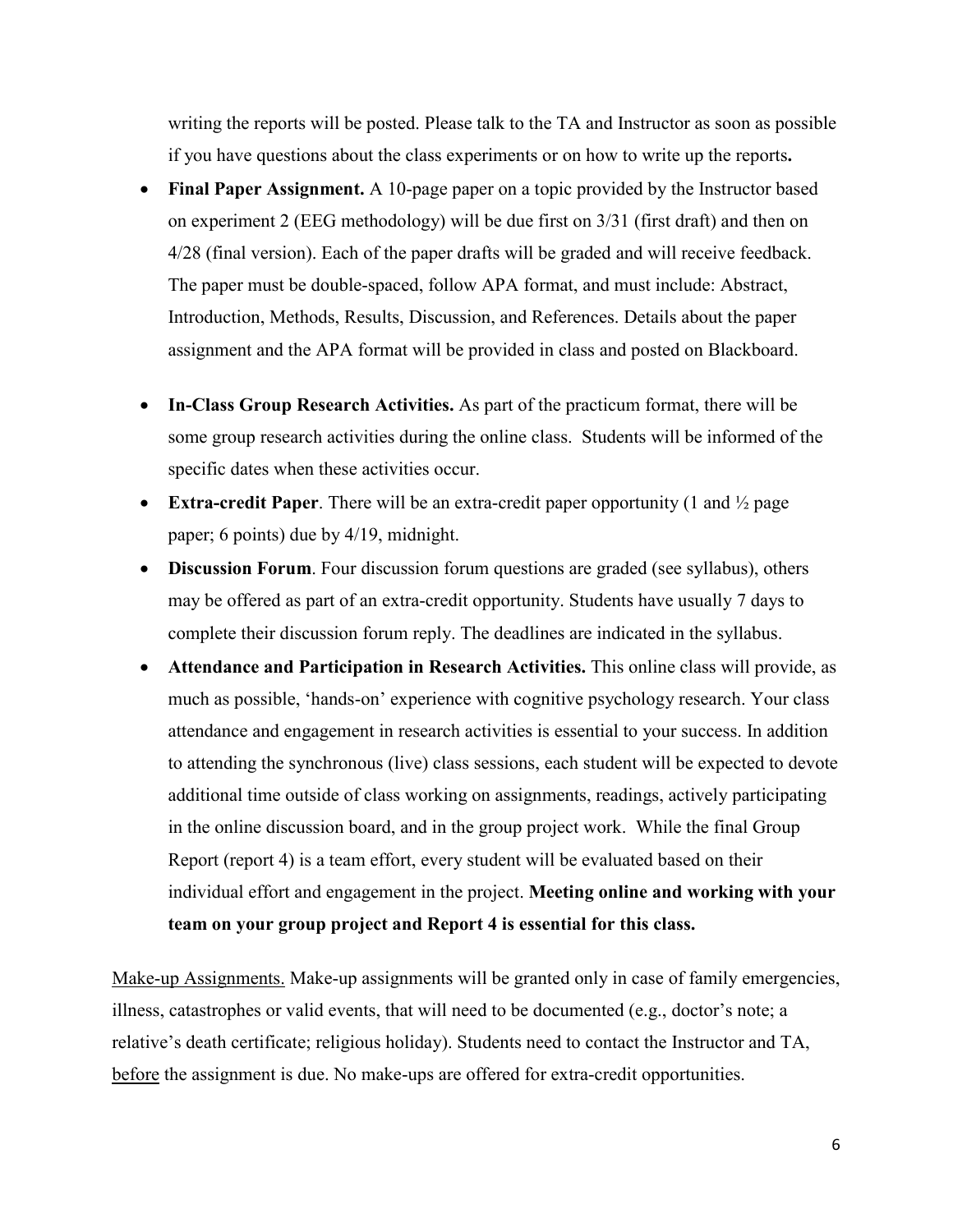writing the reports will be posted. Please talk to the TA and Instructor as soon as possible if you have questions about the class experiments or on how to write up the reports**.**

- **Final Paper Assignment.** A 10-page paper on a topic provided by the Instructor based on experiment 2 (EEG methodology) will be due first on 3/31 (first draft) and then on 4/28 (final version). Each of the paper drafts will be graded and will receive feedback. The paper must be double-spaced, follow APA format, and must include: Abstract, Introduction, Methods, Results, Discussion, and References. Details about the paper assignment and the APA format will be provided in class and posted on Blackboard.

- **In-Class Group Research Activities.** As part of the practicum format, there will be some group research activities during the online class. Students will be informed of the specific dates when these activities occur.
- **Extra-credit Paper**. There will be an extra-credit paper opportunity (1 and ½ page paper; 6 points) due by 4/19, midnight.
- **Discussion Forum**. Four discussion forum questions are graded (see syllabus), others may be offered as part of an extra-credit opportunity. Students have usually 7 days to complete their discussion forum reply. The deadlines are indicated in the syllabus.
- **Attendance and Participation in Research Activities.** This online class will provide, as much as possible, 'hands-on' experience with cognitive psychology research. Your class attendance and engagement in research activities is essential to your success. In addition to attending the synchronous (live) class sessions, each student will be expected to devote additional time outside of class working on assignments, readings, actively participating in the online discussion board, and in the group project work. While the final Group Report (report 4) is a team effort, every student will be evaluated based on their individual effort and engagement in the project. **Meeting online and working with your team on your group project and Report 4 is essential for this class.**

<u>Make-up Assignments.</u> Make-up assignments will be granted only in case of family emergencies, illness, catastrophes or valid events, that will need to be documented (e.g., doctor's note; a relative's death certificate; religious holiday). Students need to contact the Instructor and TA, <u>before</u> the assignment is due. No make-ups are offered for extra-credit opportunities.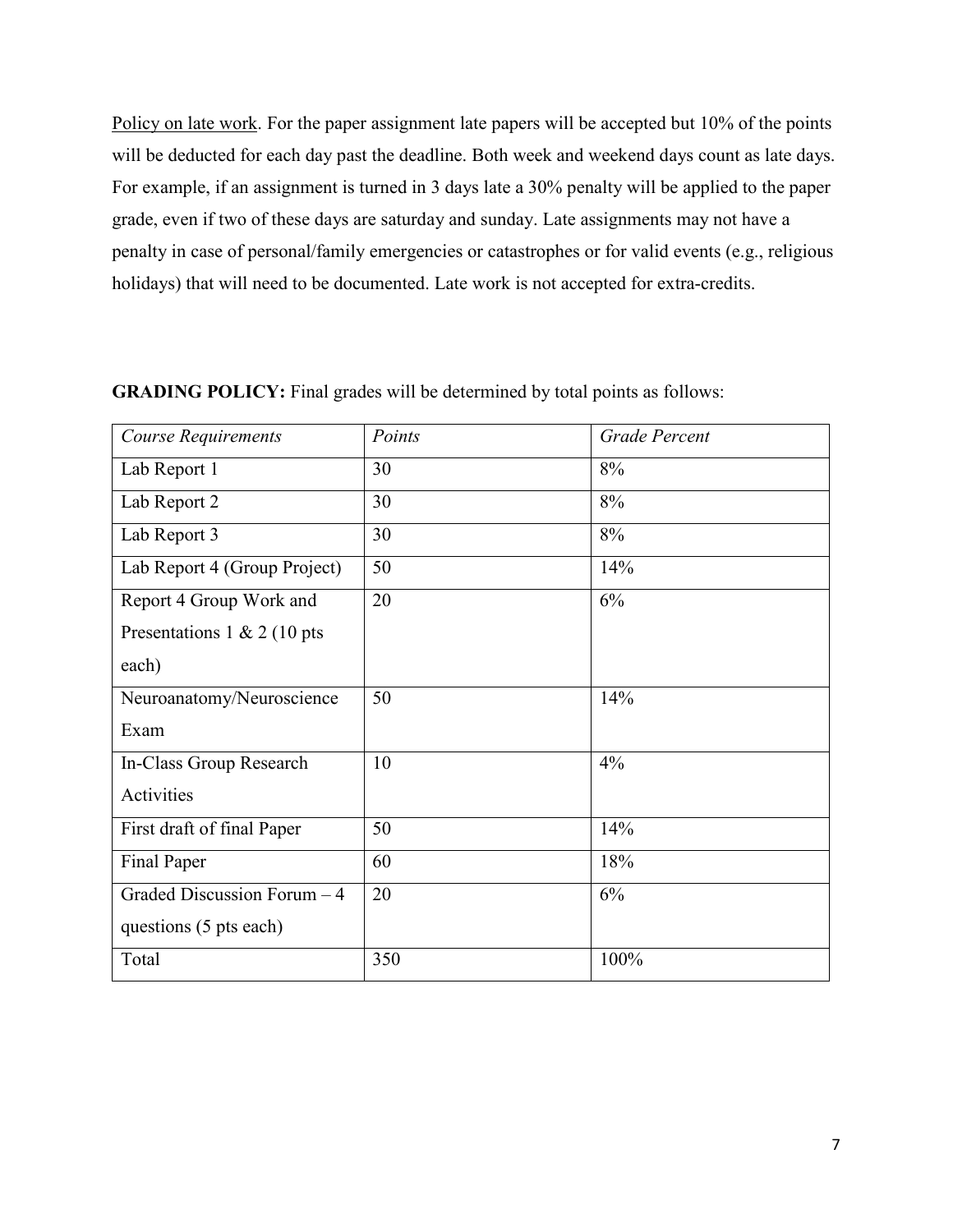<u>Policy on late work</u>. For the paper assignment late papers will be accepted but 10% of the points will be deducted for each day past the deadline. Both week and weekend days count as late days. For example, if an assignment is turned in 3 days late a 30% penalty will be applied to the paper grade, even if two of these days are saturday and sunday. Late assignments may not have a penalty in case of personal/family emergencies or catastrophes or for valid events (e.g., religious holidays) that will need to be documented. Late work is not accepted for extra-credits.

**GRADING POLICY:** Final grades will be determined by total points as follows:

| *Course Requirements* | *Points* | *Grade Percent* |
|---|---|---|
| Lab Report 1 | 30 | 8% |
| Lab Report 2 | 30 | 8% |
| Lab Report 3 | 30 | 8% |
| Lab Report 4 (Group Project) | 50 | 14% |
| Report 4 Group Work and Presentations 1 & 2 (10 pts each) | 20 | 6% |
| Neuroanatomy/Neuroscience Exam | 50 | 14% |
| In-Class Group Research Activities | 10 | 4% |
| First draft of final Paper | 50 | 14% |
| Final Paper | 60 | 18% |
| Graded Discussion Forum – 4 questions (5 pts each) | 20 | 6% |
| Total | 350 | 100% |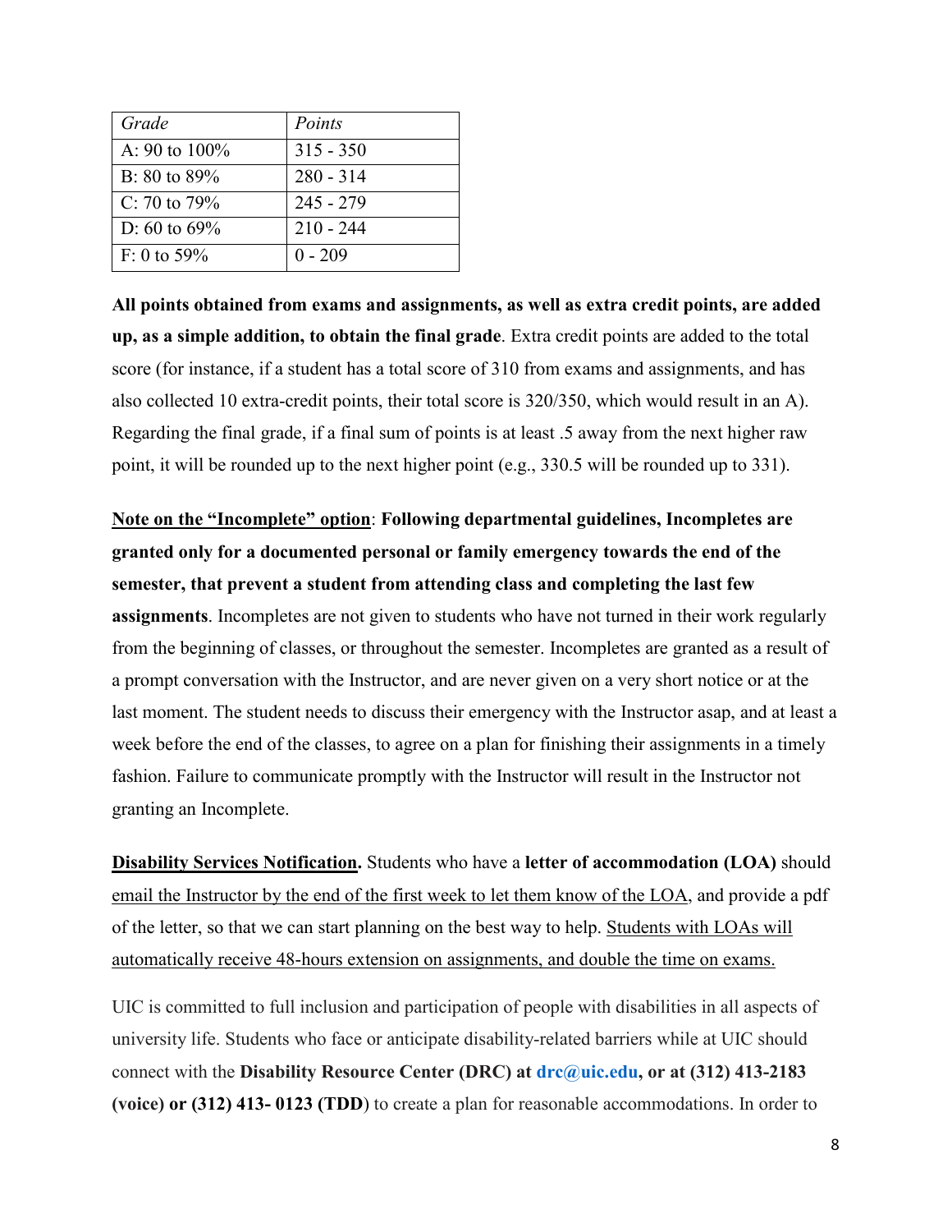| *Grade* | *Points* |
|---|---|
| A: 90 to 100% | 315 - 350 |
| B: 80 to 89% | 280 - 314 |
| C: 70 to 79% | 245 - 279 |
| D: 60 to 69% | 210 - 244 |
| F: 0 to 59% | 0 - 209 |

**All points obtained from exams and assignments, as well as extra credit points, are added up, as a simple addition, to obtain the final grade**. Extra credit points are added to the total score (for instance, if a student has a total score of 310 from exams and assignments, and has also collected 10 extra-credit points, their total score is 320/350, which would result in an A). Regarding the final grade, if a final sum of points is at least .5 away from the next higher raw point, it will be rounded up to the next higher point (e.g., 330.5 will be rounded up to 331).

<u>Note on the "Incomplete" option</u>: **Following departmental guidelines, Incompletes are granted only for a documented personal or family emergency towards the end of the semester, that prevent a student from attending class and completing the last few assignments**. Incompletes are not given to students who have not turned in their work regularly from the beginning of classes, or throughout the semester. Incompletes are granted as a result of a prompt conversation with the Instructor, and are never given on a very short notice or at the last moment. The student needs to discuss their emergency with the Instructor asap, and at least a week before the end of the classes, to agree on a plan for finishing their assignments in a timely fashion. Failure to communicate promptly with the Instructor will result in the Instructor not granting an Incomplete.

**<u>Disability Services Notification.</u>** Students who have a **letter of accommodation (LOA)** should <u>email the Instructor by the end of the first week to let them know of the LOA</u>, and provide a pdf of the letter, so that we can start planning on the best way to help. <u>Students with LOAs will automatically receive 48-hours extension on assignments, and double the time on exams.</u>

UIC is committed to full inclusion and participation of people with disabilities in all aspects of university life. Students who face or anticipate disability-related barriers while at UIC should connect with the **Disability Resource Center (DRC) at drc@uic.edu, or at (312) 413-2183 (voice) or (312) 413- 0123 (TDD)** to create a plan for reasonable accommodations. In order to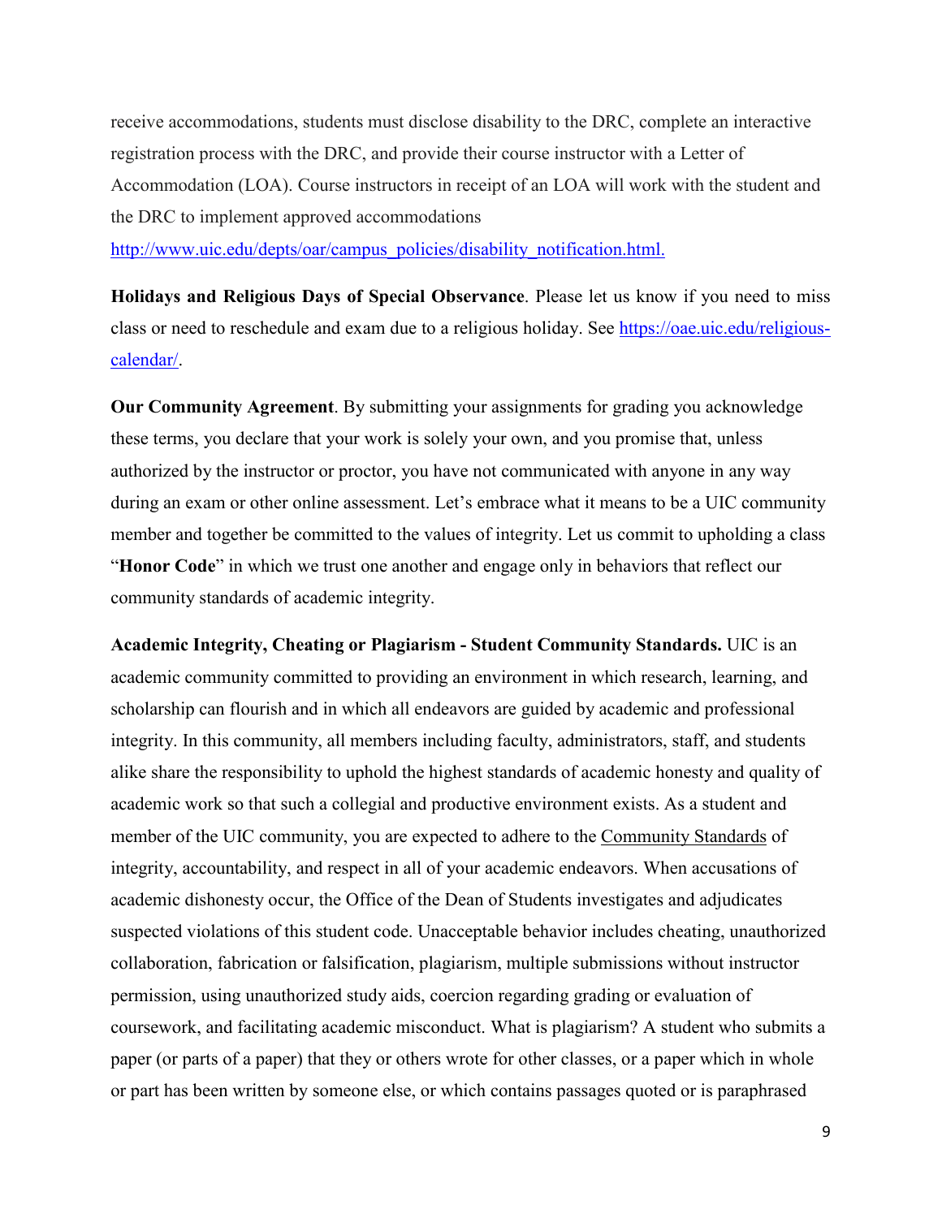receive accommodations, students must disclose disability to the DRC, complete an interactive registration process with the DRC, and provide their course instructor with a Letter of Accommodation (LOA). Course instructors in receipt of an LOA will work with the student and the DRC to implement approved accommodations http://www.uic.edu/depts/oar/campus_policies/disability_notification.html.

**Holidays and Religious Days of Special Observance**. Please let us know if you need to miss class or need to reschedule and exam due to a religious holiday. See https://oae.uic.edu/religious-calendar/.

**Our Community Agreement**. By submitting your assignments for grading you acknowledge these terms, you declare that your work is solely your own, and you promise that, unless authorized by the instructor or proctor, you have not communicated with anyone in any way during an exam or other online assessment. Let's embrace what it means to be a UIC community member and together be committed to the values of integrity. Let us commit to upholding a class "**Honor Code**" in which we trust one another and engage only in behaviors that reflect our community standards of academic integrity.

**Academic Integrity, Cheating or Plagiarism - Student Community Standards.** UIC is an academic community committed to providing an environment in which research, learning, and scholarship can flourish and in which all endeavors are guided by academic and professional integrity. In this community, all members including faculty, administrators, staff, and students alike share the responsibility to uphold the highest standards of academic honesty and quality of academic work so that such a collegial and productive environment exists. As a student and member of the UIC community, you are expected to adhere to the Community Standards of integrity, accountability, and respect in all of your academic endeavors. When accusations of academic dishonesty occur, the Office of the Dean of Students investigates and adjudicates suspected violations of this student code. Unacceptable behavior includes cheating, unauthorized collaboration, fabrication or falsification, plagiarism, multiple submissions without instructor permission, using unauthorized study aids, coercion regarding grading or evaluation of coursework, and facilitating academic misconduct. What is plagiarism? A student who submits a paper (or parts of a paper) that they or others wrote for other classes, or a paper which in whole or part has been written by someone else, or which contains passages quoted or is paraphrased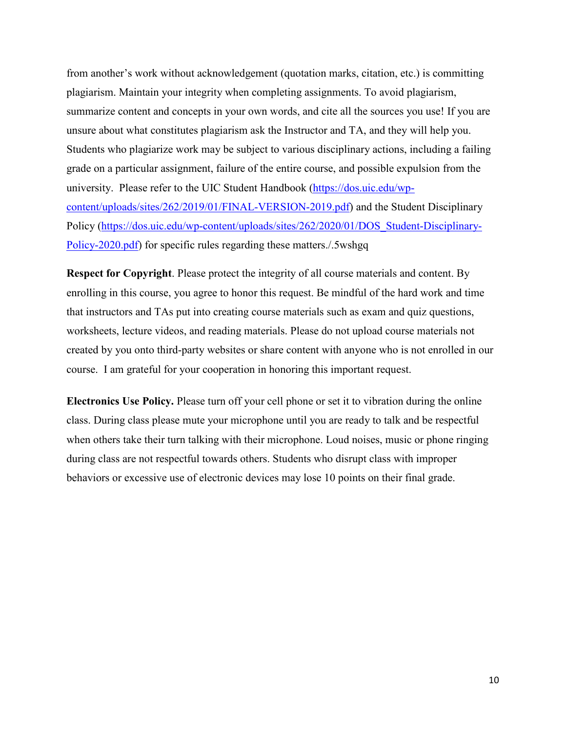from another's work without acknowledgement (quotation marks, citation, etc.) is committing plagiarism. Maintain your integrity when completing assignments. To avoid plagiarism, summarize content and concepts in your own words, and cite all the sources you use! If you are unsure about what constitutes plagiarism ask the Instructor and TA, and they will help you. Students who plagiarize work may be subject to various disciplinary actions, including a failing grade on a particular assignment, failure of the entire course, and possible expulsion from the university. Please refer to the UIC Student Handbook (https://dos.uic.edu/wp-content/uploads/sites/262/2019/01/FINAL-VERSION-2019.pdf) and the Student Disciplinary Policy (https://dos.uic.edu/wp-content/uploads/sites/262/2020/01/DOS_Student-Disciplinary-Policy-2020.pdf) for specific rules regarding these matters./.5wshgq

**Respect for Copyright**. Please protect the integrity of all course materials and content. By enrolling in this course, you agree to honor this request. Be mindful of the hard work and time that instructors and TAs put into creating course materials such as exam and quiz questions, worksheets, lecture videos, and reading materials. Please do not upload course materials not created by you onto third-party websites or share content with anyone who is not enrolled in our course. I am grateful for your cooperation in honoring this important request.

**Electronics Use Policy.** Please turn off your cell phone or set it to vibration during the online class. During class please mute your microphone until you are ready to talk and be respectful when others take their turn talking with their microphone. Loud noises, music or phone ringing during class are not respectful towards others. Students who disrupt class with improper behaviors or excessive use of electronic devices may lose 10 points on their final grade.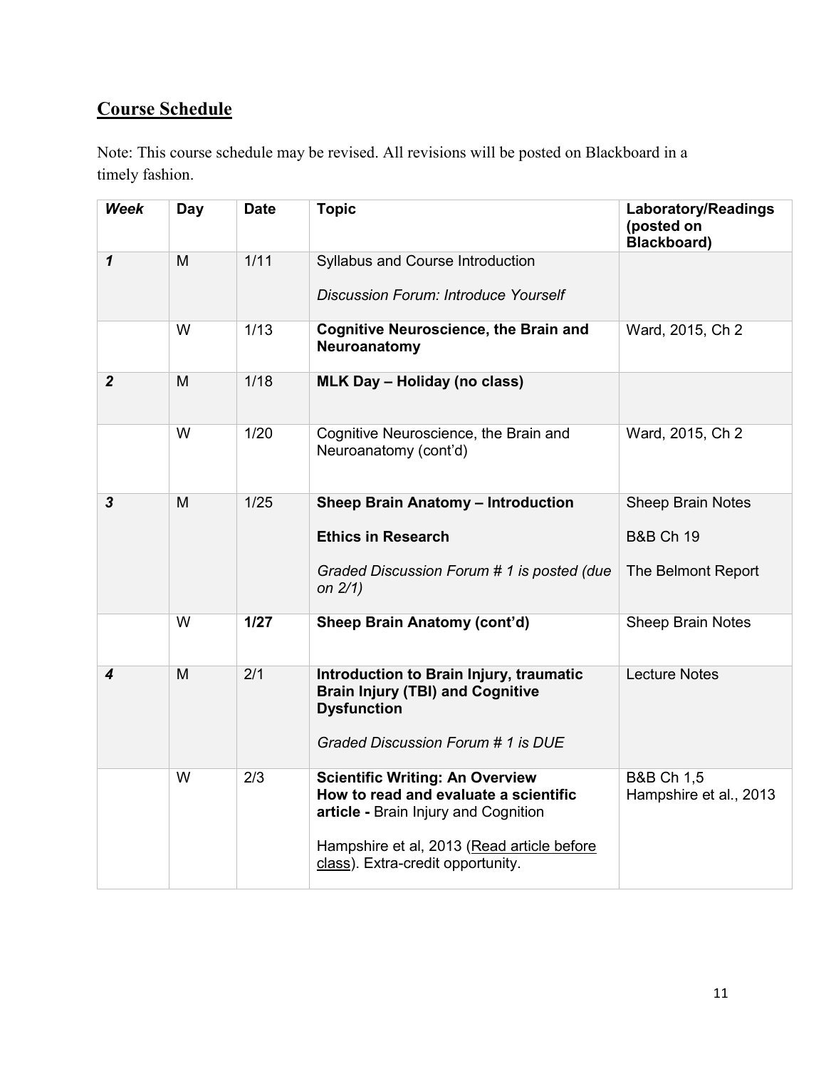## **Course Schedule**

Note: This course schedule may be revised. All revisions will be posted on Blackboard in a timely fashion.

| ***Week*** | **Day** | **Date** | **Topic** | **Laboratory/Readings (posted on Blackboard)** |
|---|---|---|---|---|
| ***1*** | M | 1/11 | Syllabus and Course Introduction<br><br>*Discussion Forum: Introduce Yourself* | |
| | W | 1/13 | **Cognitive Neuroscience, the Brain and Neuroanatomy** | Ward, 2015, Ch 2 |
| ***2*** | M | 1/18 | **MLK Day – Holiday (no class)** | |
| | W | 1/20 | Cognitive Neuroscience, the Brain and Neuroanatomy (cont'd) | Ward, 2015, Ch 2 |
| ***3*** | M | 1/25 | **Sheep Brain Anatomy – Introduction**<br><br>**Ethics in Research**<br><br>*Graded Discussion Forum # 1 is posted (due on 2/1)* | Sheep Brain Notes<br><br>B&B Ch 19<br><br>The Belmont Report |
| | W | **1/27** | **Sheep Brain Anatomy (cont'd)** | Sheep Brain Notes |
| ***4*** | M | 2/1 | **Introduction to Brain Injury, traumatic Brain Injury (TBI) and Cognitive Dysfunction**<br><br>*Graded Discussion Forum # 1 is DUE* | Lecture Notes |
| | W | 2/3 | **Scientific Writing: An Overview How to read and evaluate a scientific article -** Brain Injury and Cognition<br><br>Hampshire et al, 2013 (<u>Read article before class</u>). Extra-credit opportunity. | B&B Ch 1,5<br>Hampshire et al., 2013 |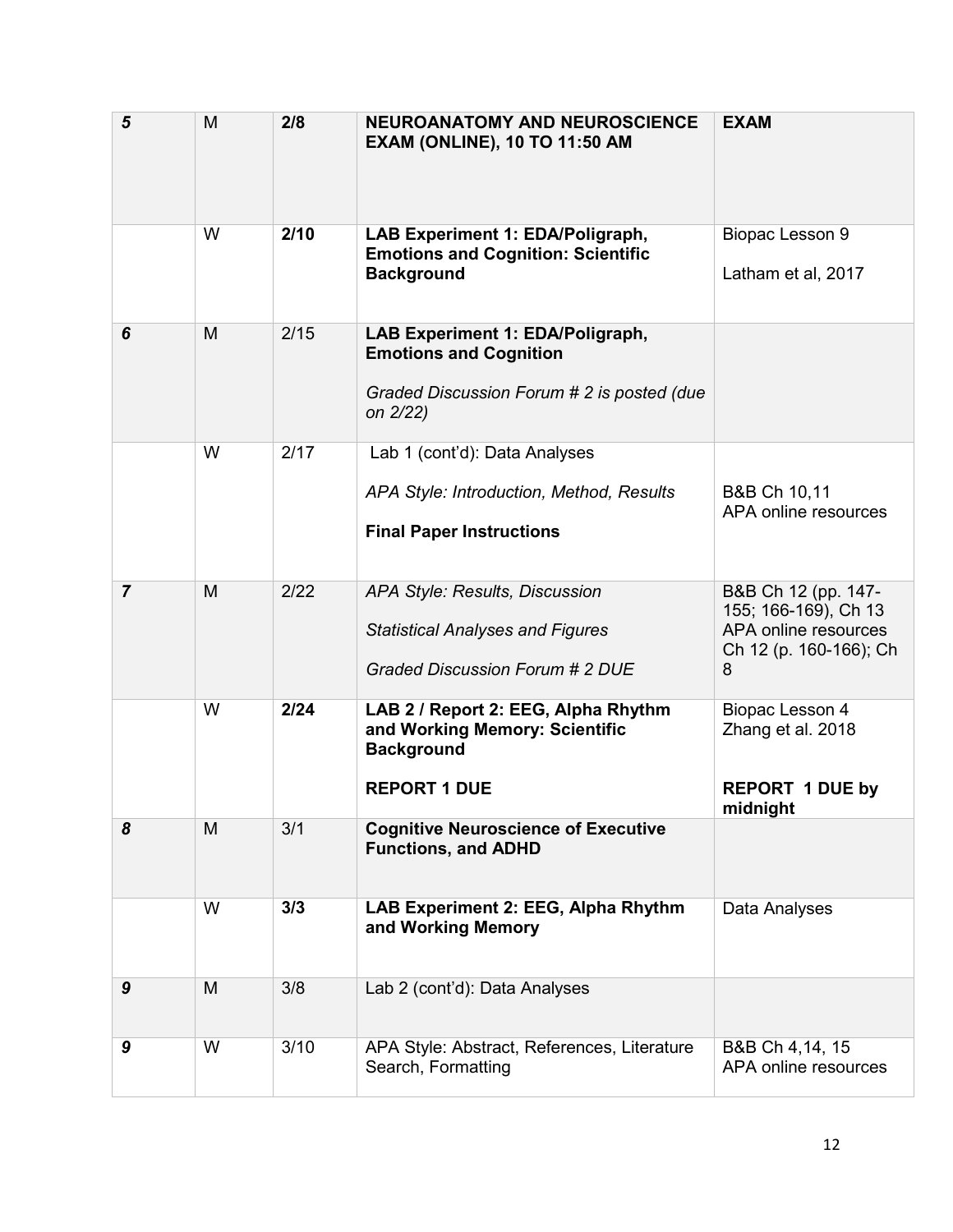| | | | | |
|---|---|---|---|---|
| ***5*** | M | **2/8** | **NEUROANATOMY AND NEUROSCIENCE EXAM (ONLINE), 10 TO 11:50 AM** | **EXAM** |
| | W | **2/10** | **LAB Experiment 1: EDA/Poligraph, Emotions and Cognition: Scientific Background** | Biopac Lesson 9<br><br>Latham et al, 2017 |
| ***6*** | M | 2/15 | **LAB Experiment 1: EDA/Poligraph, Emotions and Cognition**<br><br>*Graded Discussion Forum # 2 is posted (due on 2/22)* | |
| | W | 2/17 | Lab 1 (cont'd): Data Analyses<br><br>*APA Style: Introduction, Method, Results*<br><br>**Final Paper Instructions** | B&B Ch 10,11<br>APA online resources |
| ***7*** | M | 2/22 | *APA Style: Results, Discussion*<br><br>*Statistical Analyses and Figures*<br><br>*Graded Discussion Forum # 2 DUE* | B&B Ch 12 (pp. 147-155; 166-169), Ch 13<br>APA online resources<br>Ch 12 (p. 160-166); Ch 8 |
| | W | **2/24** | **LAB 2 / Report 2: EEG, Alpha Rhythm and Working Memory: Scientific Background**<br><br>**REPORT 1 DUE** | Biopac Lesson 4<br>Zhang et al. 2018<br><br>**REPORT 1 DUE by midnight** |
| ***8*** | M | 3/1 | **Cognitive Neuroscience of Executive Functions, and ADHD** | |
| | W | **3/3** | **LAB Experiment 2: EEG, Alpha Rhythm and Working Memory** | Data Analyses |
| ***9*** | M | 3/8 | Lab 2 (cont'd): Data Analyses | |
| ***9*** | W | 3/10 | APA Style: Abstract, References, Literature Search, Formatting | B&B Ch 4,14, 15<br>APA online resources |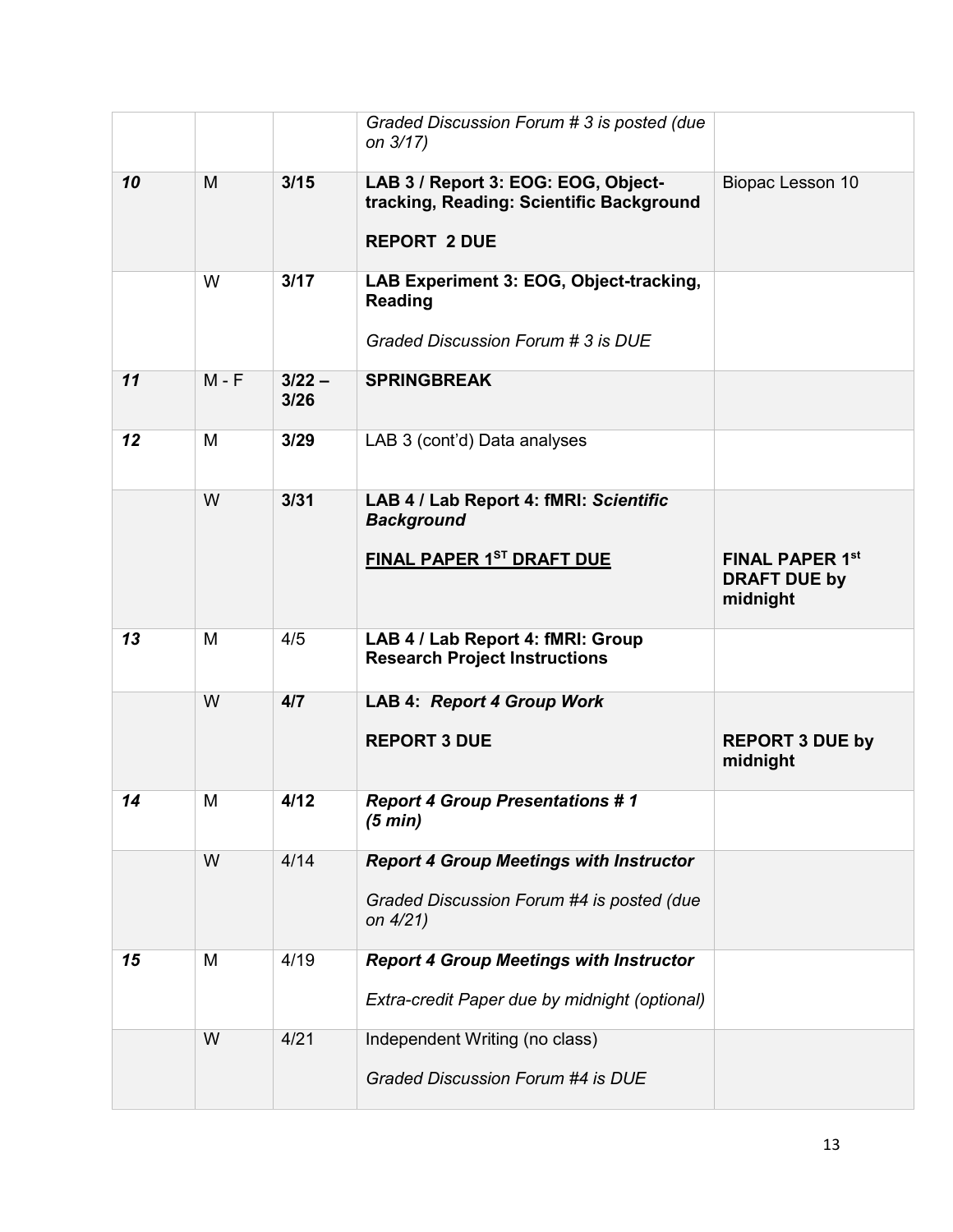| | | | | |
|---|---|---|---|---|
| | | | *Graded Discussion Forum # 3 is posted (due on 3/17)* | |
| ***10*** | M | **3/15** | **LAB 3 / Report 3: EOG: EOG, Object-tracking, Reading: Scientific Background**<br><br>**REPORT 2 DUE** | Biopac Lesson 10 |
| | W | **3/17** | **LAB Experiment 3: EOG, Object-tracking, Reading**<br><br>*Graded Discussion Forum # 3 is DUE* | |
| ***11*** | M - F | **3/22 – 3/26** | **SPRINGBREAK** | |
| ***12*** | M | **3/29** | LAB 3 (cont'd) Data analyses | |
| | W | **3/31** | **LAB 4 / Lab Report 4: fMRI: *Scientific Background***<br><br>**FINAL PAPER 1ST DRAFT DUE** | **FINAL PAPER 1st DRAFT DUE by midnight** |
| ***13*** | M | 4/5 | **LAB 4 / Lab Report 4: fMRI: Group Research Project Instructions** | |
| | W | **4/7** | **LAB 4: *Report 4 Group Work***<br><br>**REPORT 3 DUE** | **REPORT 3 DUE by midnight** |
| ***14*** | M | **4/12** | ***Report 4 Group Presentations # 1 (5 min)*** | |
| | W | 4/14 | ***Report 4 Group Meetings with Instructor***<br><br>*Graded Discussion Forum #4 is posted (due on 4/21)* | |
| ***15*** | M | 4/19 | ***Report 4 Group Meetings with Instructor***<br><br>*Extra-credit Paper due by midnight (optional)* | |
| | W | 4/21 | Independent Writing (no class)<br><br>*Graded Discussion Forum #4 is DUE* | |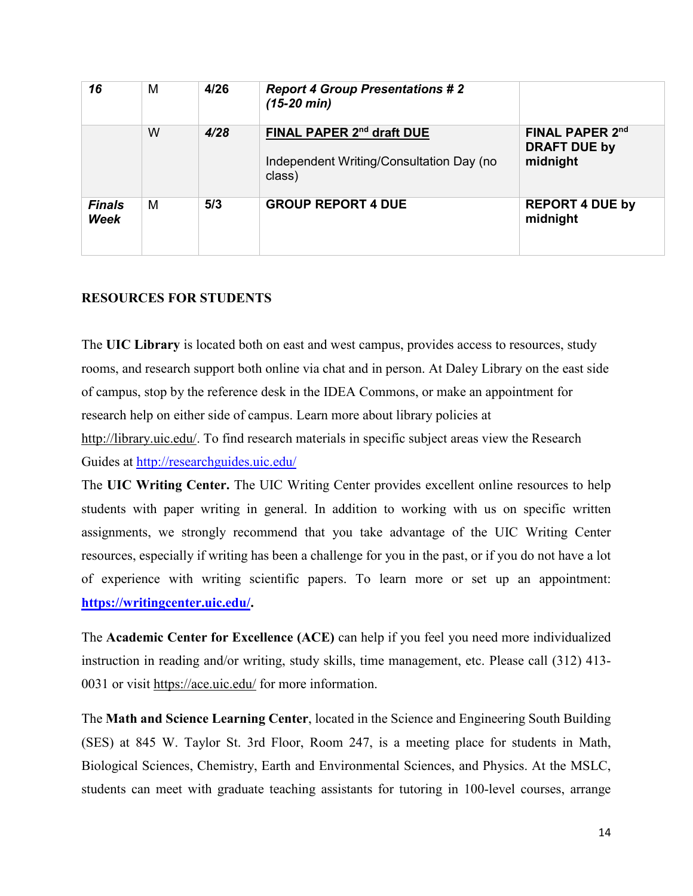| ***16*** | M | **4/26** | ***Report 4 Group Presentations # 2 (15-20 min)*** | |
|---|---|---|---|---|
| | W | ***4/28*** | **FINAL PAPER 2nd draft DUE**<br><br>Independent Writing/Consultation Day (no class) | **FINAL PAPER 2nd DRAFT DUE by midnight** |
| ***Finals Week*** | M | **5/3** | **GROUP REPORT 4 DUE** | **REPORT 4 DUE by midnight** |

**RESOURCES FOR STUDENTS**

The **UIC Library** is located both on east and west campus, provides access to resources, study rooms, and research support both online via chat and in person. At Daley Library on the east side of campus, stop by the reference desk in the IDEA Commons, or make an appointment for research help on either side of campus. Learn more about library policies at http://library.uic.edu/. To find research materials in specific subject areas view the Research Guides at http://researchguides.uic.edu/

The **UIC Writing Center.** The UIC Writing Center provides excellent online resources to help students with paper writing in general. In addition to working with us on specific written assignments, we strongly recommend that you take advantage of the UIC Writing Center resources, especially if writing has been a challenge for you in the past, or if you do not have a lot of experience with writing scientific papers. To learn more or set up an appointment: **https://writingcenter.uic.edu/.**

The **Academic Center for Excellence (ACE)** can help if you feel you need more individualized instruction in reading and/or writing, study skills, time management, etc. Please call (312) 413-0031 or visit https://ace.uic.edu/ for more information.

The **Math and Science Learning Center**, located in the Science and Engineering South Building (SES) at 845 W. Taylor St. 3rd Floor, Room 247, is a meeting place for students in Math, Biological Sciences, Chemistry, Earth and Environmental Sciences, and Physics. At the MSLC, students can meet with graduate teaching assistants for tutoring in 100-level courses, arrange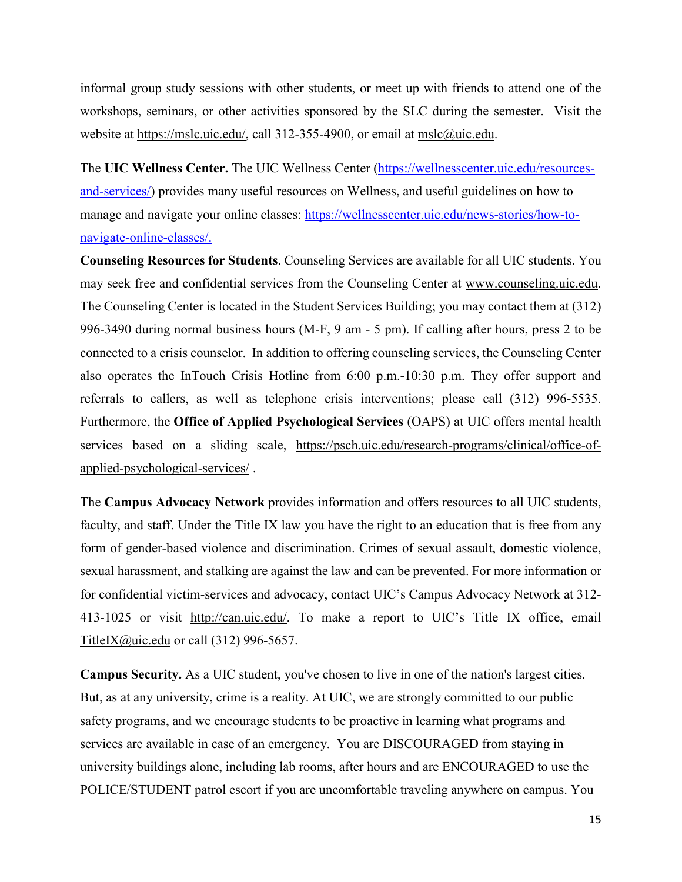informal group study sessions with other students, or meet up with friends to attend one of the workshops, seminars, or other activities sponsored by the SLC during the semester. Visit the website at https://mslc.uic.edu/, call 312-355-4900, or email at mslc@uic.edu.

The **UIC Wellness Center.** The UIC Wellness Center (https://wellnesscenter.uic.edu/resources-and-services/) provides many useful resources on Wellness, and useful guidelines on how to manage and navigate your online classes: https://wellnesscenter.uic.edu/news-stories/how-to-navigate-online-classes/.

**Counseling Resources for Students**. Counseling Services are available for all UIC students. You may seek free and confidential services from the Counseling Center at www.counseling.uic.edu. The Counseling Center is located in the Student Services Building; you may contact them at (312) 996-3490 during normal business hours (M-F, 9 am - 5 pm). If calling after hours, press 2 to be connected to a crisis counselor. In addition to offering counseling services, the Counseling Center also operates the InTouch Crisis Hotline from 6:00 p.m.-10:30 p.m. They offer support and referrals to callers, as well as telephone crisis interventions; please call (312) 996-5535. Furthermore, the **Office of Applied Psychological Services** (OAPS) at UIC offers mental health services based on a sliding scale, https://psch.uic.edu/research-programs/clinical/office-of-applied-psychological-services/ .

The **Campus Advocacy Network** provides information and offers resources to all UIC students, faculty, and staff. Under the Title IX law you have the right to an education that is free from any form of gender-based violence and discrimination. Crimes of sexual assault, domestic violence, sexual harassment, and stalking are against the law and can be prevented. For more information or for confidential victim-services and advocacy, contact UIC's Campus Advocacy Network at 312-413-1025 or visit http://can.uic.edu/. To make a report to UIC's Title IX office, email TitleIX@uic.edu or call (312) 996-5657.

**Campus Security.** As a UIC student, you've chosen to live in one of the nation's largest cities. But, as at any university, crime is a reality. At UIC, we are strongly committed to our public safety programs, and we encourage students to be proactive in learning what programs and services are available in case of an emergency. You are DISCOURAGED from staying in university buildings alone, including lab rooms, after hours and are ENCOURAGED to use the POLICE/STUDENT patrol escort if you are uncomfortable traveling anywhere on campus. You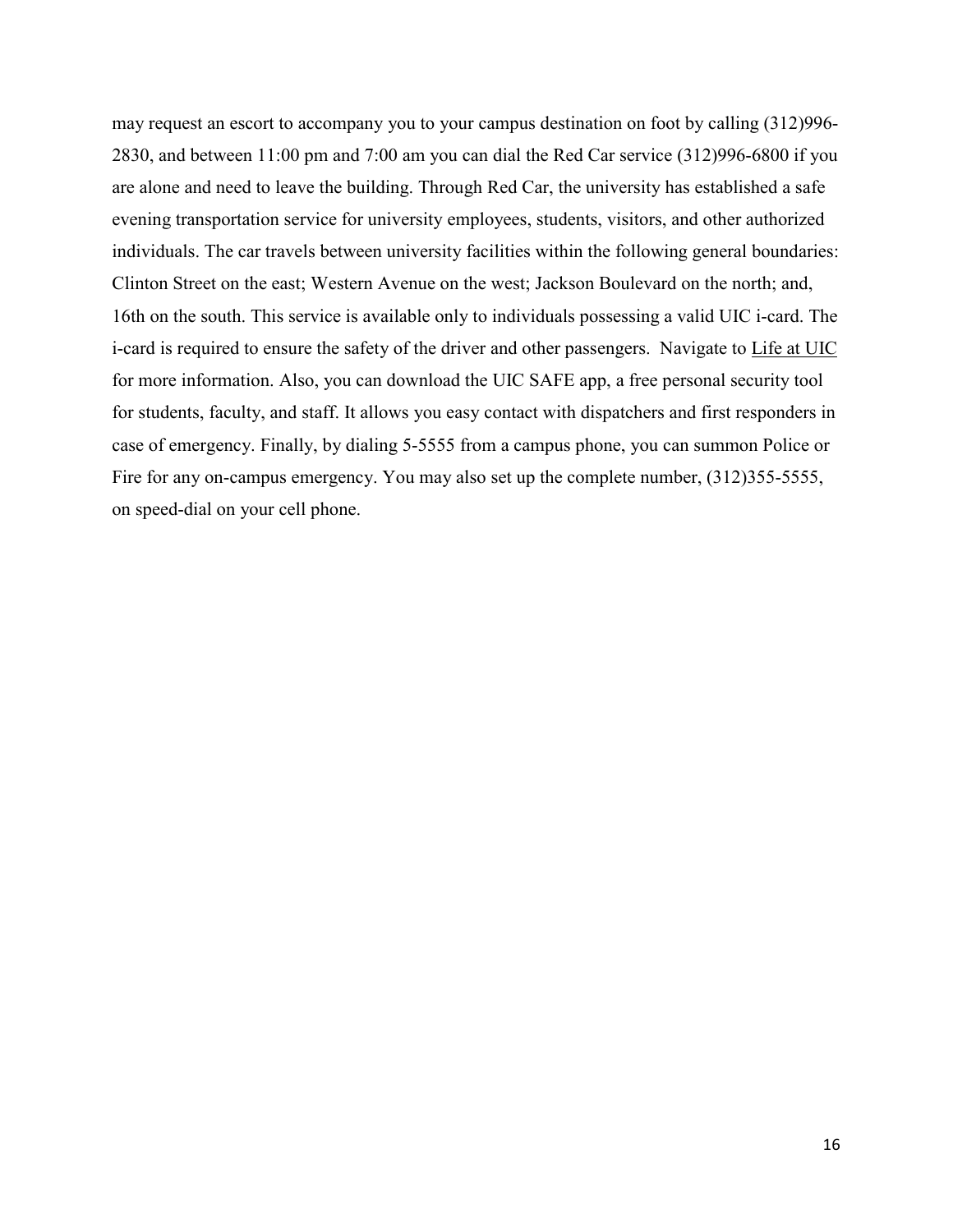may request an escort to accompany you to your campus destination on foot by calling (312)996-2830, and between 11:00 pm and 7:00 am you can dial the Red Car service (312)996-6800 if you are alone and need to leave the building. Through Red Car, the university has established a safe evening transportation service for university employees, students, visitors, and other authorized individuals. The car travels between university facilities within the following general boundaries: Clinton Street on the east; Western Avenue on the west; Jackson Boulevard on the north; and, 16th on the south. This service is available only to individuals possessing a valid UIC i-card. The i-card is required to ensure the safety of the driver and other passengers. Navigate to Life at UIC for more information. Also, you can download the UIC SAFE app, a free personal security tool for students, faculty, and staff. It allows you easy contact with dispatchers and first responders in case of emergency. Finally, by dialing 5-5555 from a campus phone, you can summon Police or Fire for any on-campus emergency. You may also set up the complete number, (312)355-5555, on speed-dial on your cell phone.